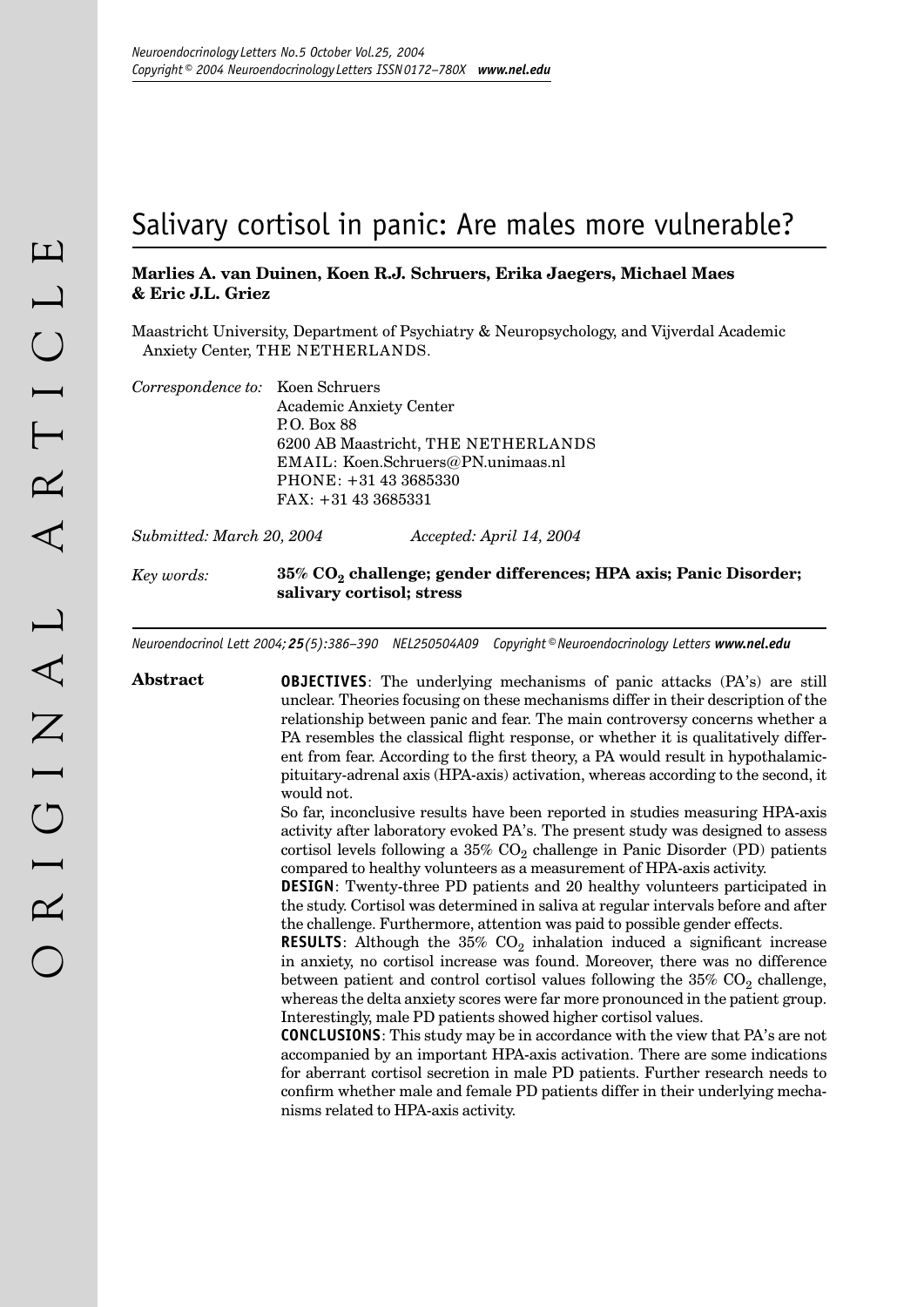# Salivary cortisol in panic: Are males more vulnerable?

**Marlies A. van Duinen, Koen R.J. Schruers, Erika Jaegers, Michael Maes & Eric J.L. Griez**

Maastricht University, Department of Psychiatry & Neuropsychology, and Vijverdal Academic Anxiety Center, THE NETHERLANDS.

*Correspondence to:* Koen Schruers
Academic Anxiety Center
P.O. Box 88
6200 AB Maastricht, THE NETHERLANDS
EMAIL: Koen.Schruers@PN.unimaas.nl
PHONE: +31 43 3685330
FAX: +31 43 3685331

*Submitted: March 20, 2004* *Accepted: April 14, 2004*

*Key words:* **35% $CO_2$ challenge; gender differences; HPA axis; Panic Disorder; salivary cortisol; stress**

*Neuroendocrinol Lett 2004; **25**(5):386–390 NEL250504A09 Copyright © Neuroendocrinology Letters **www.nel.edu***

## Abstract

**OBJECTIVES**: The underlying mechanisms of panic attacks (PA's) are still unclear. Theories focusing on these mechanisms differ in their description of the relationship between panic and fear. The main controversy concerns whether a PA resembles the classical flight response, or whether it is qualitatively different from fear. According to the first theory, a PA would result in hypothalamic-pituitary-adrenal axis (HPA-axis) activation, whereas according to the second, it would not.

So far, inconclusive results have been reported in studies measuring HPA-axis activity after laboratory evoked PA's. The present study was designed to assess cortisol levels following a 35% $CO_2$ challenge in Panic Disorder (PD) patients compared to healthy volunteers as a measurement of HPA-axis activity.

**DESIGN**: Twenty-three PD patients and 20 healthy volunteers participated in the study. Cortisol was determined in saliva at regular intervals before and after the challenge. Furthermore, attention was paid to possible gender effects.

**RESULTS**: Although the 35% $CO_2$ inhalation induced a significant increase in anxiety, no cortisol increase was found. Moreover, there was no difference between patient and control cortisol values following the 35% $CO_2$ challenge, whereas the delta anxiety scores were far more pronounced in the patient group. Interestingly, male PD patients showed higher cortisol values.

**CONCLUSIONS**: This study may be in accordance with the view that PA's are not accompanied by an important HPA-axis activation. There are some indications for aberrant cortisol secretion in male PD patients. Further research needs to confirm whether male and female PD patients differ in their underlying mechanisms related to HPA-axis activity.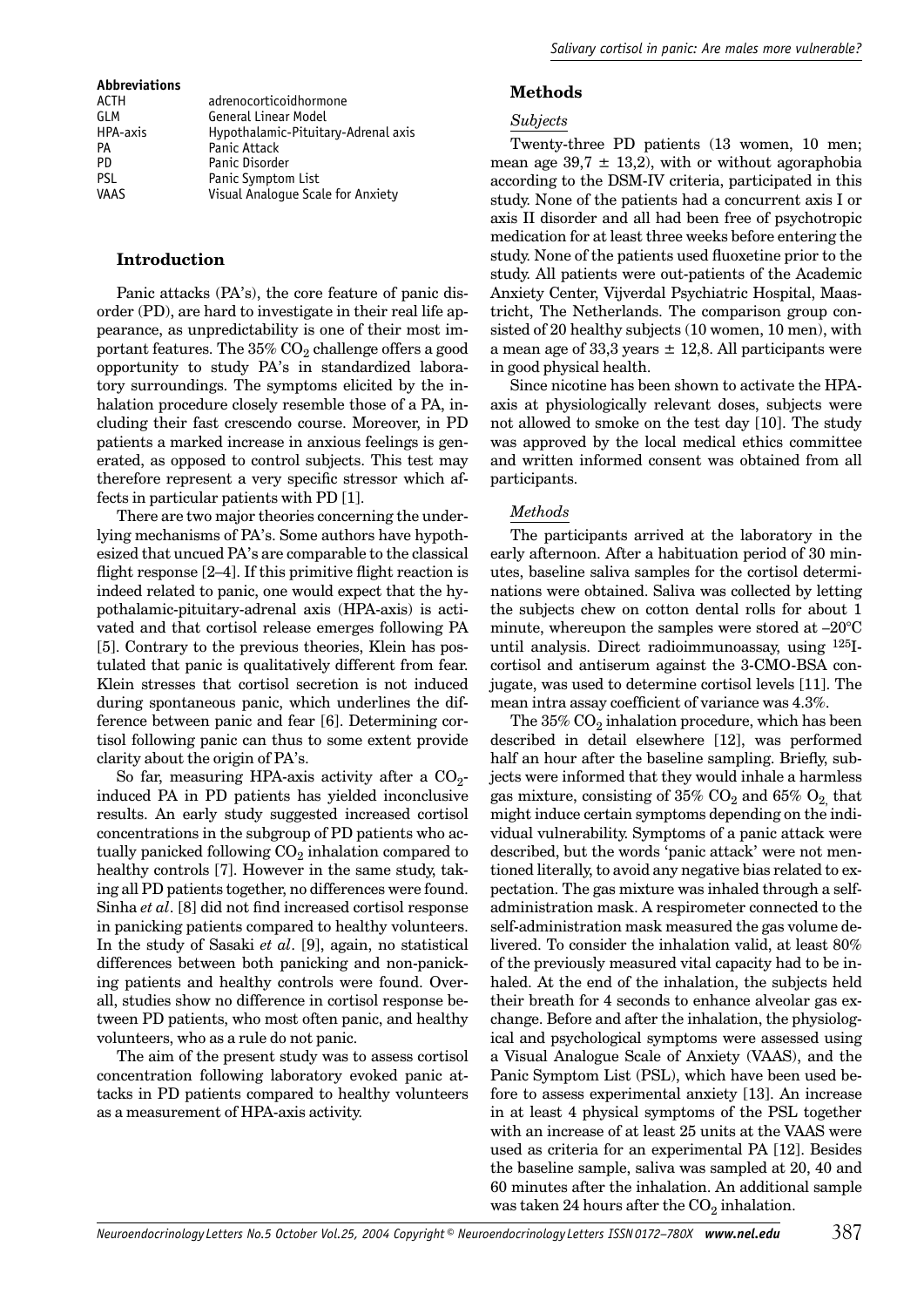**Abbreviations**

| | |
|---|---|
| ACTH | adrenocorticoidhormone |
| GLM | General Linear Model |
| HPA-axis | Hypothalamic-Pituitary-Adrenal axis |
| PA | Panic Attack |
| PD | Panic Disorder |
| PSL | Panic Symptom List |
| VAAS | Visual Analogue Scale for Anxiety |

## Introduction

Panic attacks (PA's), the core feature of panic disorder (PD), are hard to investigate in their real life appearance, as unpredictability is one of their most important features. The 35% $CO_2$ challenge offers a good opportunity to study PA's in standardized laboratory surroundings. The symptoms elicited by the inhalation procedure closely resemble those of a PA, including their fast crescendo course. Moreover, in PD patients a marked increase in anxious feelings is generated, as opposed to control subjects. This test may therefore represent a very specific stressor which affects in particular patients with PD [1].

There are two major theories concerning the underlying mechanisms of PA's. Some authors have hypothesized that uncued PA's are comparable to the classical flight response [2–4]. If this primitive flight reaction is indeed related to panic, one would expect that the hypothalamic-pituitary-adrenal axis (HPA-axis) is activated and that cortisol release emerges following PA [5]. Contrary to the previous theories, Klein has postulated that panic is qualitatively different from fear. Klein stresses that cortisol secretion is not induced during spontaneous panic, which underlines the difference between panic and fear [6]. Determining cortisol following panic can thus to some extent provide clarity about the origin of PA's.

So far, measuring HPA-axis activity after a $CO_2$-induced PA in PD patients has yielded inconclusive results. An early study suggested increased cortisol concentrations in the subgroup of PD patients who actually panicked following $CO_2$ inhalation compared to healthy controls [7]. However in the same study, taking all PD patients together, no differences were found. Sinha *et al*. [8] did not find increased cortisol response in panicking patients compared to healthy volunteers. In the study of Sasaki *et al*. [9], again, no statistical differences between both panicking and non-panicking patients and healthy controls were found. Overall, studies show no difference in cortisol response between PD patients, who most often panic, and healthy volunteers, who as a rule do not panic.

The aim of the present study was to assess cortisol concentration following laboratory evoked panic attacks in PD patients compared to healthy volunteers as a measurement of HPA-axis activity.

## Methods

### *Subjects*

Twenty-three PD patients (13 women, 10 men; mean age 39,7 ± 13,2), with or without agoraphobia according to the DSM-IV criteria, participated in this study. None of the patients had a concurrent axis I or axis II disorder and all had been free of psychotropic medication for at least three weeks before entering the study. None of the patients used fluoxetine prior to the study. All patients were out-patients of the Academic Anxiety Center, Vijverdal Psychiatric Hospital, Maastricht, The Netherlands. The comparison group consisted of 20 healthy subjects (10 women, 10 men), with a mean age of 33,3 years ± 12,8. All participants were in good physical health.

Since nicotine has been shown to activate the HPA-axis at physiologically relevant doses, subjects were not allowed to smoke on the test day [10]. The study was approved by the local medical ethics committee and written informed consent was obtained from all participants.

### *Methods*

The participants arrived at the laboratory in the early afternoon. After a habituation period of 30 minutes, baseline saliva samples for the cortisol determinations were obtained. Saliva was collected by letting the subjects chew on cotton dental rolls for about 1 minute, whereupon the samples were stored at –20°C until analysis. Direct radioimmunoassay, using $^{125}$I-cortisol and antiserum against the 3-CMO-BSA conjugate, was used to determine cortisol levels [11]. The mean intra assay coefficient of variance was 4.3%.

The 35% $CO_2$ inhalation procedure, which has been described in detail elsewhere [12], was performed half an hour after the baseline sampling. Briefly, subjects were informed that they would inhale a harmless gas mixture, consisting of 35% $CO_2$ and 65% $O_2$, that might induce certain symptoms depending on the individual vulnerability. Symptoms of a panic attack were described, but the words 'panic attack' were not mentioned literally, to avoid any negative bias related to expectation. The gas mixture was inhaled through a self-administration mask. A respirometer connected to the self-administration mask measured the gas volume delivered. To consider the inhalation valid, at least 80% of the previously measured vital capacity had to be inhaled. At the end of the inhalation, the subjects held their breath for 4 seconds to enhance alveolar gas exchange. Before and after the inhalation, the physiological and psychological symptoms were assessed using a Visual Analogue Scale of Anxiety (VAAS), and the Panic Symptom List (PSL), which have been used before to assess experimental anxiety [13]. An increase in at least 4 physical symptoms of the PSL together with an increase of at least 25 units at the VAAS were used as criteria for an experimental PA [12]. Besides the baseline sample, saliva was sampled at 20, 40 and 60 minutes after the inhalation. An additional sample was taken 24 hours after the $CO_2$ inhalation.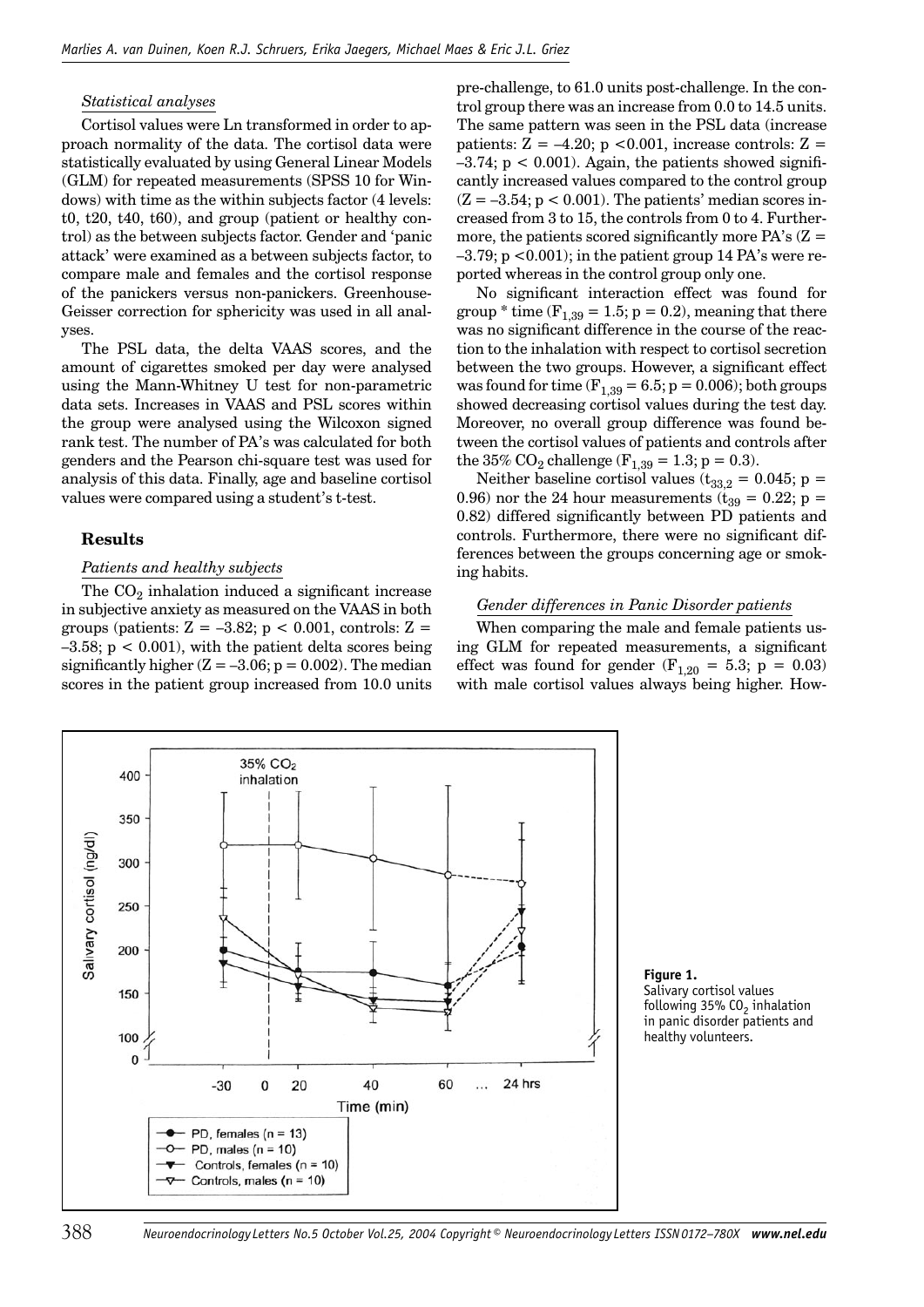#### *Statistical analyses*

Cortisol values were Ln transformed in order to approach normality of the data. The cortisol data were statistically evaluated by using General Linear Models (GLM) for repeated measurements (SPSS 10 for Windows) with time as the within subjects factor (4 levels: t0, t20, t40, t60), and group (patient or healthy control) as the between subjects factor. Gender and 'panic attack' were examined as a between subjects factor, to compare male and females and the cortisol response of the panickers versus non-panickers. Greenhouse-Geisser correction for sphericity was used in all analyses.

The PSL data, the delta VAAS scores, and the amount of cigarettes smoked per day were analysed using the Mann-Whitney U test for non-parametric data sets. Increases in VAAS and PSL scores within the group were analysed using the Wilcoxon signed rank test. The number of PA's was calculated for both genders and the Pearson chi-square test was used for analysis of this data. Finally, age and baseline cortisol values were compared using a student's t-test.

## Results

#### *Patients and healthy subjects*

The $CO_2$ inhalation induced a significant increase in subjective anxiety as measured on the VAAS in both groups (patients: $Z = -3.82$; $p < 0.001$, controls: $Z = -3.58$; $p < 0.001$), with the patient delta scores being significantly higher ($Z = -3.06$; $p = 0.002$). The median scores in the patient group increased from 10.0 units pre-challenge, to 61.0 units post-challenge. In the control group there was an increase from 0.0 to 14.5 units. The same pattern was seen in the PSL data (increase patients: $Z = -4.20$; $p < 0.001$, increase controls: $Z = -3.74$; $p < 0.001$). Again, the patients showed significantly increased values compared to the control group ($Z = -3.54$; $p < 0.001$). The patients' median scores increased from 3 to 15, the controls from 0 to 4. Furthermore, the patients scored significantly more PA's ($Z = -3.79$; $p < 0.001$); in the patient group 14 PA's were reported whereas in the control group only one.

No significant interaction effect was found for group * time ($F_{1,39} = 1.5$; $p = 0.2$), meaning that there was no significant difference in the course of the reaction to the inhalation with respect to cortisol secretion between the two groups. However, a significant effect was found for time ($F_{1,39} = 6.5$; $p = 0.006$); both groups showed decreasing cortisol values during the test day. Moreover, no overall group difference was found between the cortisol values of patients and controls after the 35% $CO_2$ challenge ($F_{1,39} = 1.3$; $p = 0.3$).

Neither baseline cortisol values ($t_{33,2} = 0.045$; $p = 0.96$) nor the 24 hour measurements ($t_{39} = 0.22$; $p = 0.82$) differed significantly between PD patients and controls. Furthermore, there were no significant differences between the groups concerning age or smoking habits.

#### *Gender differences in Panic Disorder patients*

When comparing the male and female patients using GLM for repeated measurements, a significant effect was found for gender ($F_{1,20} = 5.3$; $p = 0.03$) with male cortisol values always being higher. How-

**Figure 1.**
Salivary cortisol values following 35% $CO_2$ inhalation in panic disorder patients and healthy volunteers.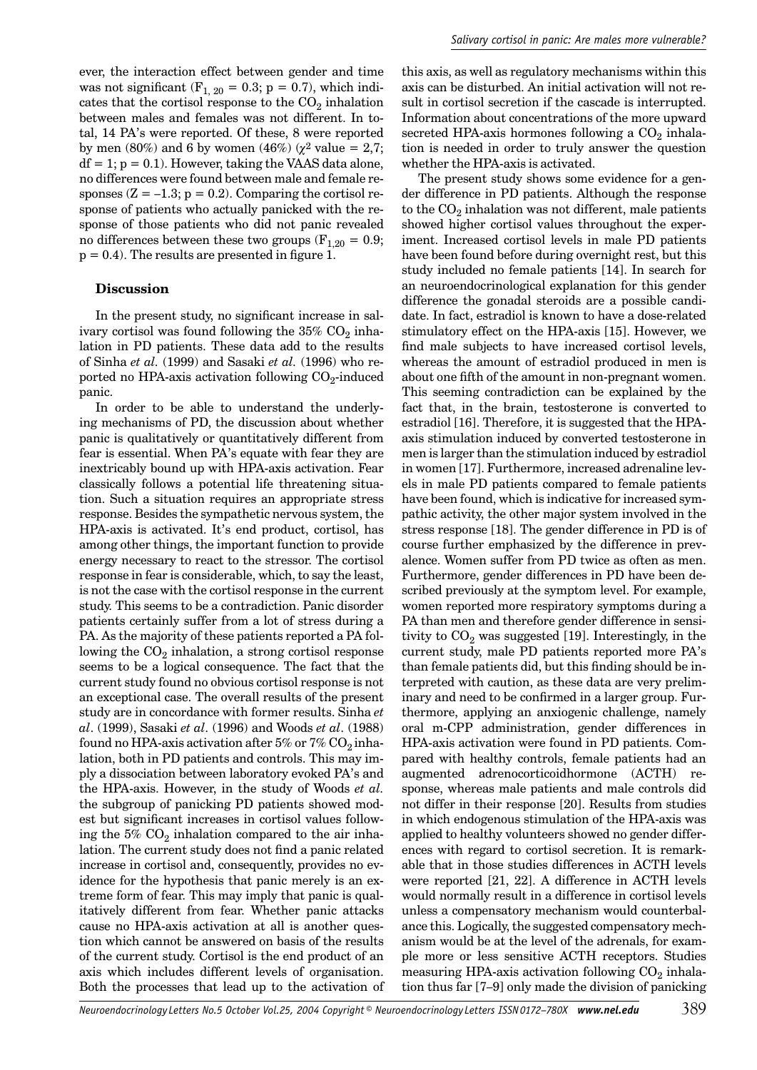ever, the interaction effect between gender and time was not significant ($F_{1, 20} = 0.3$; $p = 0.7$), which indicates that the cortisol response to the $CO_2$ inhalation between males and females was not different. In total, 14 PA's were reported. Of these, 8 were reported by men (80%) and 6 by women (46%) ($\chi^2$ value = 2,7; $df = 1$; $p = 0.1$). However, taking the VAAS data alone, no differences were found between male and female responses ($Z = -1.3$; $p = 0.2$). Comparing the cortisol response of patients who actually panicked with the response of those patients who did not panic revealed no differences between these two groups ($F_{1,20} = 0.9$; $p = 0.4$). The results are presented in figure 1.

## Discussion

In the present study, no significant increase in salivary cortisol was found following the 35% $CO_2$ inhalation in PD patients. These data add to the results of Sinha *et al*. (1999) and Sasaki *et al*. (1996) who reported no HPA-axis activation following $CO_2$-induced panic.

In order to be able to understand the underlying mechanisms of PD, the discussion about whether panic is qualitatively or quantitatively different from fear is essential. When PA's equate with fear they are inextricably bound up with HPA-axis activation. Fear classically follows a potential life threatening situation. Such a situation requires an appropriate stress response. Besides the sympathetic nervous system, the HPA-axis is activated. It's end product, cortisol, has among other things, the important function to provide energy necessary to react to the stressor. The cortisol response in fear is considerable, which, to say the least, is not the case with the cortisol response in the current study. This seems to be a contradiction. Panic disorder patients certainly suffer from a lot of stress during a PA. As the majority of these patients reported a PA following the $CO_2$ inhalation, a strong cortisol response seems to be a logical consequence. The fact that the current study found no obvious cortisol response is not an exceptional case. The overall results of the present study are in concordance with former results. Sinha *et al*. (1999), Sasaki *et al*. (1996) and Woods *et al*. (1988) found no HPA-axis activation after 5% or 7% $CO_2$ inhalation, both in PD patients and controls. This may imply a dissociation between laboratory evoked PA's and the HPA-axis. However, in the study of Woods *et al.* the subgroup of panicking PD patients showed modest but significant increases in cortisol values following the 5% $CO_2$ inhalation compared to the air inhalation. The current study does not find a panic related increase in cortisol and, consequently, provides no evidence for the hypothesis that panic merely is an extreme form of fear. This may imply that panic is qualitatively different from fear. Whether panic attacks cause no HPA-axis activation at all is another question which cannot be answered on basis of the results of the current study. Cortisol is the end product of an axis which includes different levels of organisation. Both the processes that lead up to the activation of this axis, as well as regulatory mechanisms within this axis can be disturbed. An initial activation will not result in cortisol secretion if the cascade is interrupted. Information about concentrations of the more upward secreted HPA-axis hormones following a $CO_2$ inhalation is needed in order to truly answer the question whether the HPA-axis is activated.

The present study shows some evidence for a gender difference in PD patients. Although the response to the $CO_2$ inhalation was not different, male patients showed higher cortisol values throughout the experiment. Increased cortisol levels in male PD patients have been found before during overnight rest, but this study included no female patients [14]. In search for an neuroendocrinological explanation for this gender difference the gonadal steroids are a possible candidate. In fact, estradiol is known to have a dose-related stimulatory effect on the HPA-axis [15]. However, we find male subjects to have increased cortisol levels, whereas the amount of estradiol produced in men is about one fifth of the amount in non-pregnant women. This seeming contradiction can be explained by the fact that, in the brain, testosterone is converted to estradiol [16]. Therefore, it is suggested that the HPA-axis stimulation induced by converted testosterone in men is larger than the stimulation induced by estradiol in women [17]. Furthermore, increased adrenaline levels in male PD patients compared to female patients have been found, which is indicative for increased sympathic activity, the other major system involved in the stress response [18]. The gender difference in PD is of course further emphasized by the difference in prevalence. Women suffer from PD twice as often as men. Furthermore, gender differences in PD have been described previously at the symptom level. For example, women reported more respiratory symptoms during a PA than men and therefore gender difference in sensitivity to $CO_2$ was suggested [19]. Interestingly, in the current study, male PD patients reported more PA's than female patients did, but this finding should be interpreted with caution, as these data are very preliminary and need to be confirmed in a larger group. Furthermore, applying an anxiogenic challenge, namely oral m-CPP administration, gender differences in HPA-axis activation were found in PD patients. Compared with healthy controls, female patients had an augmented adrenocorticoidhormone (ACTH) response, whereas male patients and male controls did not differ in their response [20]. Results from studies in which endogenous stimulation of the HPA-axis was applied to healthy volunteers showed no gender differences with regard to cortisol secretion. It is remarkable that in those studies differences in ACTH levels were reported [21, 22]. A difference in ACTH levels would normally result in a difference in cortisol levels unless a compensatory mechanism would counterbalance this. Logically, the suggested compensatory mechanism would be at the level of the adrenals, for example more or less sensitive ACTH receptors. Studies measuring HPA-axis activation following $CO_2$ inhalation thus far [7–9] only made the division of panicking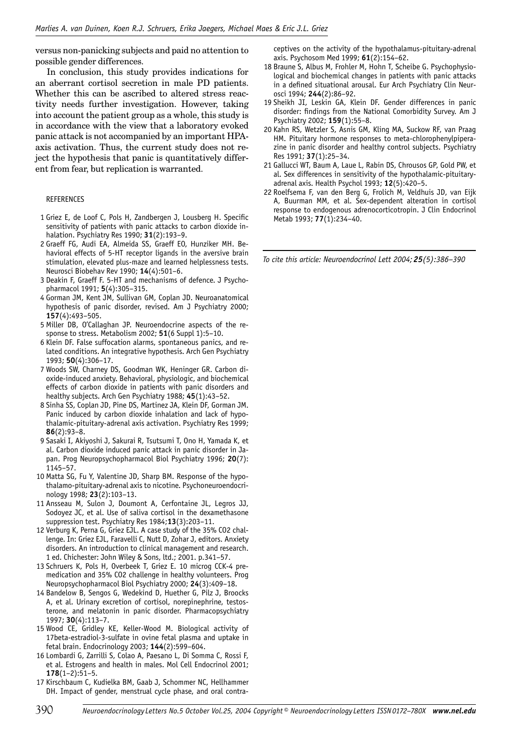versus non-panicking subjects and paid no attention to possible gender differences.

In conclusion, this study provides indications for an aberrant cortisol secretion in male PD patients. Whether this can be ascribed to altered stress reactivity needs further investigation. However, taking into account the patient group as a whole, this study is in accordance with the view that a laboratory evoked panic attack is not accompanied by an important HPA-axis activation. Thus, the current study does not reject the hypothesis that panic is quantitatively different from fear, but replication is warranted.

## REFERENCES

1. Griez E, de Loof C, Pols H, Zandbergen J, Lousberg H. Specific sensitivity of patients with panic attacks to carbon dioxide inhalation. Psychiatry Res 1990; **31**(2):193–9.
2. Graeff FG, Audi EA, Almeida SS, Graeff EO, Hunziker MH. Behavioral effects of 5-HT receptor ligands in the aversive brain stimulation, elevated plus-maze and learned helplessness tests. Neurosci Biobehav Rev 1990; **14**(4):501–6.
3. Deakin F, Graeff F. 5-HT and mechanisms of defence. J Psychopharmacol 1991; **5**(4):305–315.
4. Gorman JM, Kent JM, Sullivan GM, Coplan JD. Neuroanatomical hypothesis of panic disorder, revised. Am J Psychiatry 2000; **157**(4):493–505.
5. Miller DB, O'Callaghan JP. Neuroendocrine aspects of the response to stress. Metabolism 2002; **51**(6 Suppl 1):5–10.
6. Klein DF. False suffocation alarms, spontaneous panics, and related conditions. An integrative hypothesis. Arch Gen Psychiatry 1993; **50**(4):306–17.
7. Woods SW, Charney DS, Goodman WK, Heninger GR. Carbon dioxide-induced anxiety. Behavioral, physiologic, and biochemical effects of carbon dioxide in patients with panic disorders and healthy subjects. Arch Gen Psychiatry 1988; **45**(1):43–52.
8. Sinha SS, Coplan JD, Pine DS, Martinez JA, Klein DF, Gorman JM. Panic induced by carbon dioxide inhalation and lack of hypothalamic-pituitary-adrenal axis activation. Psychiatry Res 1999; **86**(2):93–8.
9. Sasaki I, Akiyoshi J, Sakurai R, Tsutsumi T, Ono H, Yamada K, et al. Carbon dioxide induced panic attack in panic disorder in Japan. Prog Neuropsychopharmacol Biol Psychiatry 1996; **20**(7): 1145–57.
10. Matta SG, Fu Y, Valentine JD, Sharp BM. Response of the hypothalamo-pituitary-adrenal axis to nicotine. Psychoneuroendocrinology 1998; **23**(2):103–13.
11. Ansseau M, Sulon J, Doumont A, Cerfontaine JL, Legros JJ, Sodoyez JC, et al. Use of saliva cortisol in the dexamethasone suppression test. Psychiatry Res 1984;**13**(3):203–11.
12. Verburg K, Perna G, Griez EJL. A case study of the 35% CO2 challenge. In: Griez EJL, Faravelli C, Nutt D, Zohar J, editors. Anxiety disorders. An introduction to clinical management and research. 1 ed. Chichester: John Wiley & Sons, ltd.; 2001. p.341–57.
13. Schruers K, Pols H, Overbeek T, Griez E. 10 microg CCK-4 premedication and 35% CO2 challenge in healthy volunteers. Prog Neuropsychopharmacol Biol Psychiatry 2000; **24**(3):409–18.
14. Bandelow B, Sengos G, Wedekind D, Huether G, Pilz J, Broocks A, et al. Urinary excretion of cortisol, norepinephrine, testosterone, and melatonin in panic disorder. Pharmacopsychiatry 1997; **30**(4):113–7.
15. Wood CE, Gridley KE, Keller-Wood M. Biological activity of 17beta-estradiol-3-sulfate in ovine fetal plasma and uptake in fetal brain. Endocrinology 2003; **144**(2):599–604.
16. Lombardi G, Zarrilli S, Colao A, Paesano L, Di Somma C, Rossi F, et al. Estrogens and health in males. Mol Cell Endocrinol 2001; **178**(1–2):51–5.
17. Kirschbaum C, Kudielka BM, Gaab J, Schommer NC, Hellhammer DH. Impact of gender, menstrual cycle phase, and oral contraceptives on the activity of the hypothalamus-pituitary-adrenal axis. Psychosom Med 1999; **61**(2):154–62.
18. Braune S, Albus M, Frohler M, Hohn T, Scheibe G. Psychophysiological and biochemical changes in patients with panic attacks in a defined situational arousal. Eur Arch Psychiatry Clin Neurosci 1994; **244**(2):86–92.
19. Sheikh JI, Leskin GA, Klein DF. Gender differences in panic disorder: findings from the National Comorbidity Survey. Am J Psychiatry 2002; **159**(1):55–8.
20. Kahn RS, Wetzler S, Asnis GM, Kling MA, Suckow RF, van Praag HM. Pituitary hormone responses to meta-chlorophenylpiperazine in panic disorder and healthy control subjects. Psychiatry Res 1991; **37**(1):25–34.
21. Gallucci WT, Baum A, Laue L, Rabin DS, Chrousos GP, Gold PW, et al. Sex differences in sensitivity of the hypothalamic-pituitary-adrenal axis. Health Psychol 1993; **12**(5):420–5.
22. Roelfsema F, van den Berg G, Frolich M, Veldhuis JD, van Eijk A, Buurman MM, et al. Sex-dependent alteration in cortisol response to endogenous adrenocorticotropin. J Clin Endocrinol Metab 1993; **77**(1):234–40.

*To cite this article: Neuroendocrinol Lett 2004; **25**(5):386–390*